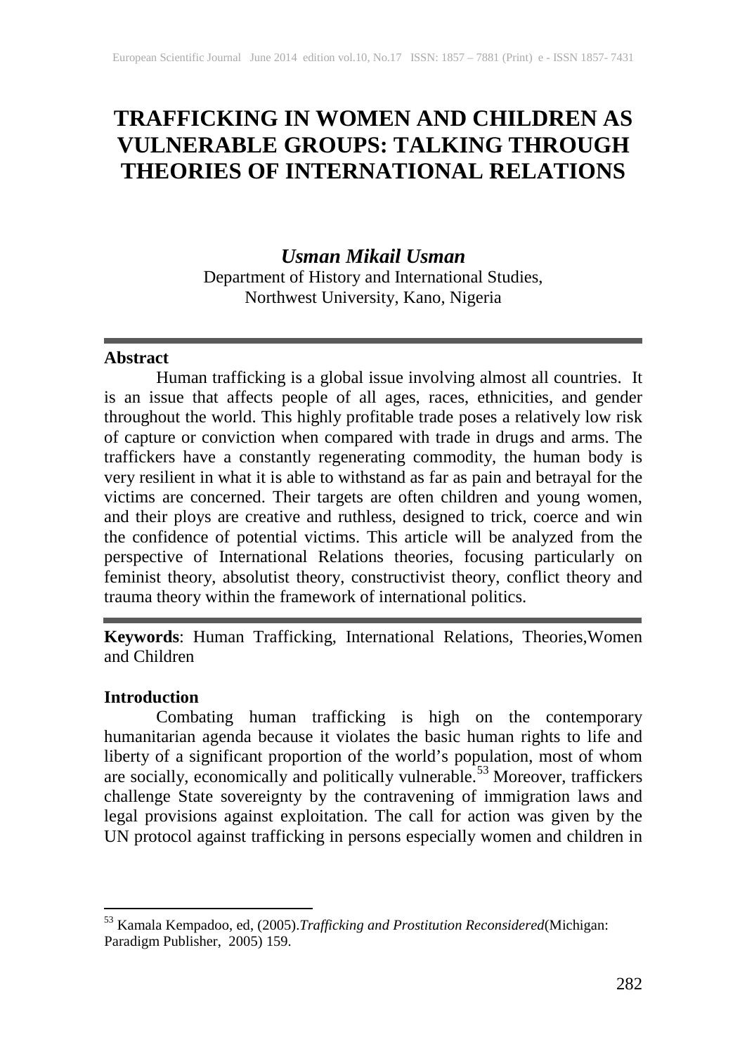# TRAFFICKING IN WOMEN AND CHILDREN AS VULNERABLE GROUPS: TALKING THROUGH THEORIES OF INTERNATIONAL RELATIONS

***Usman Mikail Usman***

Department of History and International Studies,
Northwest University, Kano, Nigeria

## Abstract

Human trafficking is a global issue involving almost all countries. It is an issue that affects people of all ages, races, ethnicities, and gender throughout the world. This highly profitable trade poses a relatively low risk of capture or conviction when compared with trade in drugs and arms. The traffickers have a constantly regenerating commodity, the human body is very resilient in what it is able to withstand as far as pain and betrayal for the victims are concerned. Their targets are often children and young women, and their ploys are creative and ruthless, designed to trick, coerce and win the confidence of potential victims. This article will be analyzed from the perspective of International Relations theories, focusing particularly on feminist theory, absolutist theory, constructivist theory, conflict theory and trauma theory within the framework of international politics.

**Keywords**: Human Trafficking, International Relations, Theories,Women and Children

## Introduction

Combating human trafficking is high on the contemporary humanitarian agenda because it violates the basic human rights to life and liberty of a significant proportion of the world's population, most of whom are socially, economically and politically vulnerable.[53] Moreover, traffickers challenge State sovereignty by the contravening of immigration laws and legal provisions against exploitation. The call for action was given by the UN protocol against trafficking in persons especially women and children in

[53] Kamala Kempadoo, ed, (2005).*Trafficking and Prostitution Reconsidered*(Michigan: Paradigm Publisher, 2005) 159.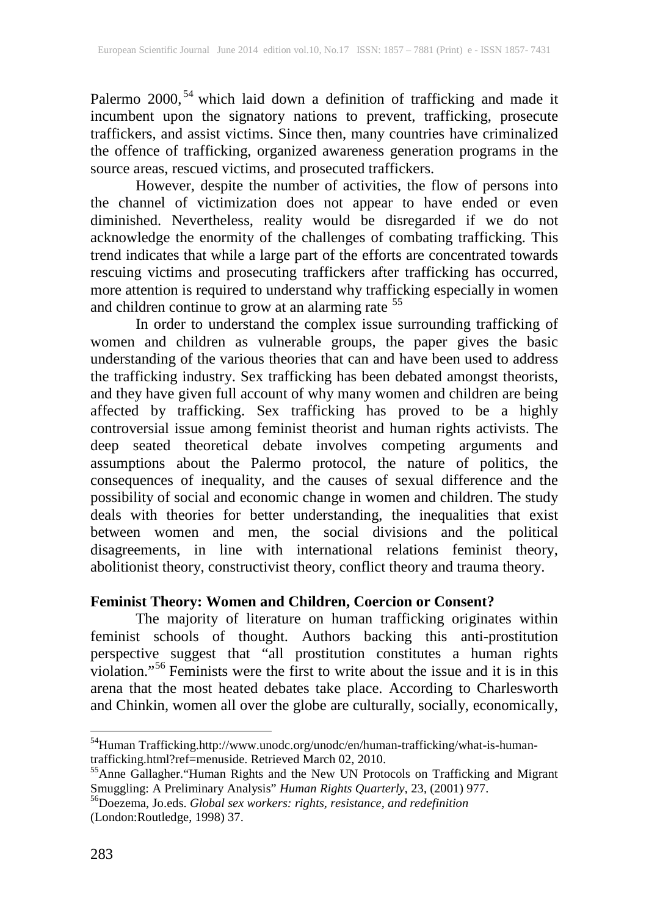Palermo 2000,[54] which laid down a definition of trafficking and made it incumbent upon the signatory nations to prevent, trafficking, prosecute traffickers, and assist victims. Since then, many countries have criminalized the offence of trafficking, organized awareness generation programs in the source areas, rescued victims, and prosecuted traffickers.

However, despite the number of activities, the flow of persons into the channel of victimization does not appear to have ended or even diminished. Nevertheless, reality would be disregarded if we do not acknowledge the enormity of the challenges of combating trafficking. This trend indicates that while a large part of the efforts are concentrated towards rescuing victims and prosecuting traffickers after trafficking has occurred, more attention is required to understand why trafficking especially in women and children continue to grow at an alarming rate [55]

In order to understand the complex issue surrounding trafficking of women and children as vulnerable groups, the paper gives the basic understanding of the various theories that can and have been used to address the trafficking industry. Sex trafficking has been debated amongst theorists, and they have given full account of why many women and children are being affected by trafficking. Sex trafficking has proved to be a highly controversial issue among feminist theorist and human rights activists. The deep seated theoretical debate involves competing arguments and assumptions about the Palermo protocol, the nature of politics, the consequences of inequality, and the causes of sexual difference and the possibility of social and economic change in women and children. The study deals with theories for better understanding, the inequalities that exist between women and men, the social divisions and the political disagreements, in line with international relations feminist theory, abolitionist theory, constructivist theory, conflict theory and trauma theory.

**Feminist Theory: Women and Children, Coercion or Consent?**

The majority of literature on human trafficking originates within feminist schools of thought. Authors backing this anti-prostitution perspective suggest that "all prostitution constitutes a human rights violation."[56] Feminists were the first to write about the issue and it is in this arena that the most heated debates take place. According to Charlesworth and Chinkin, women all over the globe are culturally, socially, economically,

---

[54]Human Trafficking.http://www.unodc.org/unodc/en/human-trafficking/what-is-human-trafficking.html?ref=menuside. Retrieved March 02, 2010.

[55]Anne Gallagher."Human Rights and the New UN Protocols on Trafficking and Migrant Smuggling: A Preliminary Analysis" *Human Rights Quarterly*, 23, (2001) 977.

[56]Doezema, Jo.eds. *Global sex workers: rights, resistance, and redefinition* (London:Routledge, 1998) 37.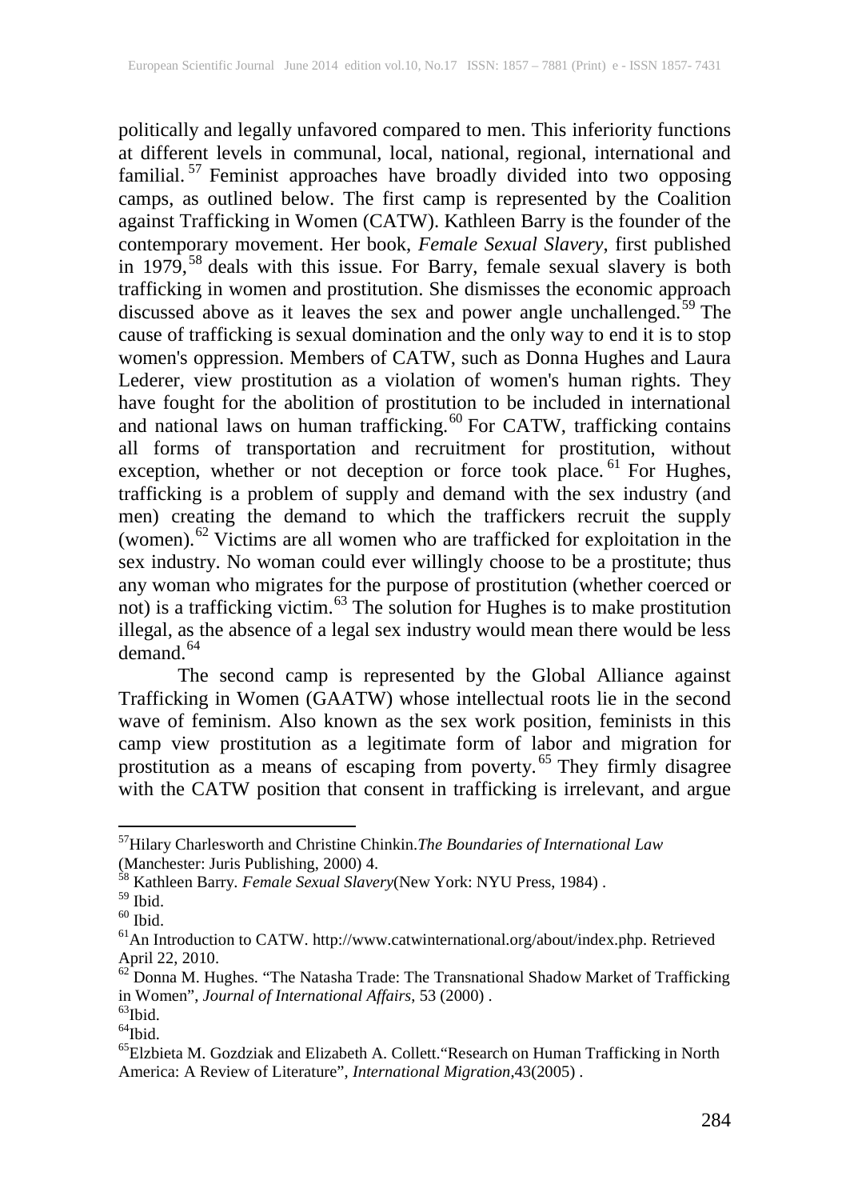politically and legally unfavored compared to men. This inferiority functions at different levels in communal, local, national, regional, international and familial.[57] Feminist approaches have broadly divided into two opposing camps, as outlined below. The first camp is represented by the Coalition against Trafficking in Women (CATW). Kathleen Barry is the founder of the contemporary movement. Her book, *Female Sexual Slavery*, first published in 1979,[58] deals with this issue. For Barry, female sexual slavery is both trafficking in women and prostitution. She dismisses the economic approach discussed above as it leaves the sex and power angle unchallenged.[59] The cause of trafficking is sexual domination and the only way to end it is to stop women's oppression. Members of CATW, such as Donna Hughes and Laura Lederer, view prostitution as a violation of women's human rights. They have fought for the abolition of prostitution to be included in international and national laws on human trafficking.[60] For CATW, trafficking contains all forms of transportation and recruitment for prostitution, without exception, whether or not deception or force took place.[61] For Hughes, trafficking is a problem of supply and demand with the sex industry (and men) creating the demand to which the traffickers recruit the supply (women).[62] Victims are all women who are trafficked for exploitation in the sex industry. No woman could ever willingly choose to be a prostitute; thus any woman who migrates for the purpose of prostitution (whether coerced or not) is a trafficking victim.[63] The solution for Hughes is to make prostitution illegal, as the absence of a legal sex industry would mean there would be less demand.[64]

The second camp is represented by the Global Alliance against Trafficking in Women (GAATW) whose intellectual roots lie in the second wave of feminism. Also known as the sex work position, feminists in this camp view prostitution as a legitimate form of labor and migration for prostitution as a means of escaping from poverty.[65] They firmly disagree with the CATW position that consent in trafficking is irrelevant, and argue

---

[57] Hilary Charlesworth and Christine Chinkin.*The Boundaries of International Law* (Manchester: Juris Publishing, 2000) 4.

[58] Kathleen Barry. *Female Sexual Slavery*(New York: NYU Press, 1984) .

[59] Ibid.

[60] Ibid.

[61] An Introduction to CATW. http://www.catwinternational.org/about/index.php. Retrieved April 22, 2010.

[62] Donna M. Hughes. "The Natasha Trade: The Transnational Shadow Market of Trafficking in Women", *Journal of International Affairs*, 53 (2000) .

[63] Ibid.

[64] Ibid.

[65] Elzbieta M. Gozdziak and Elizabeth A. Collett."Research on Human Trafficking in North America: A Review of Literature", *International Migration*,43(2005) .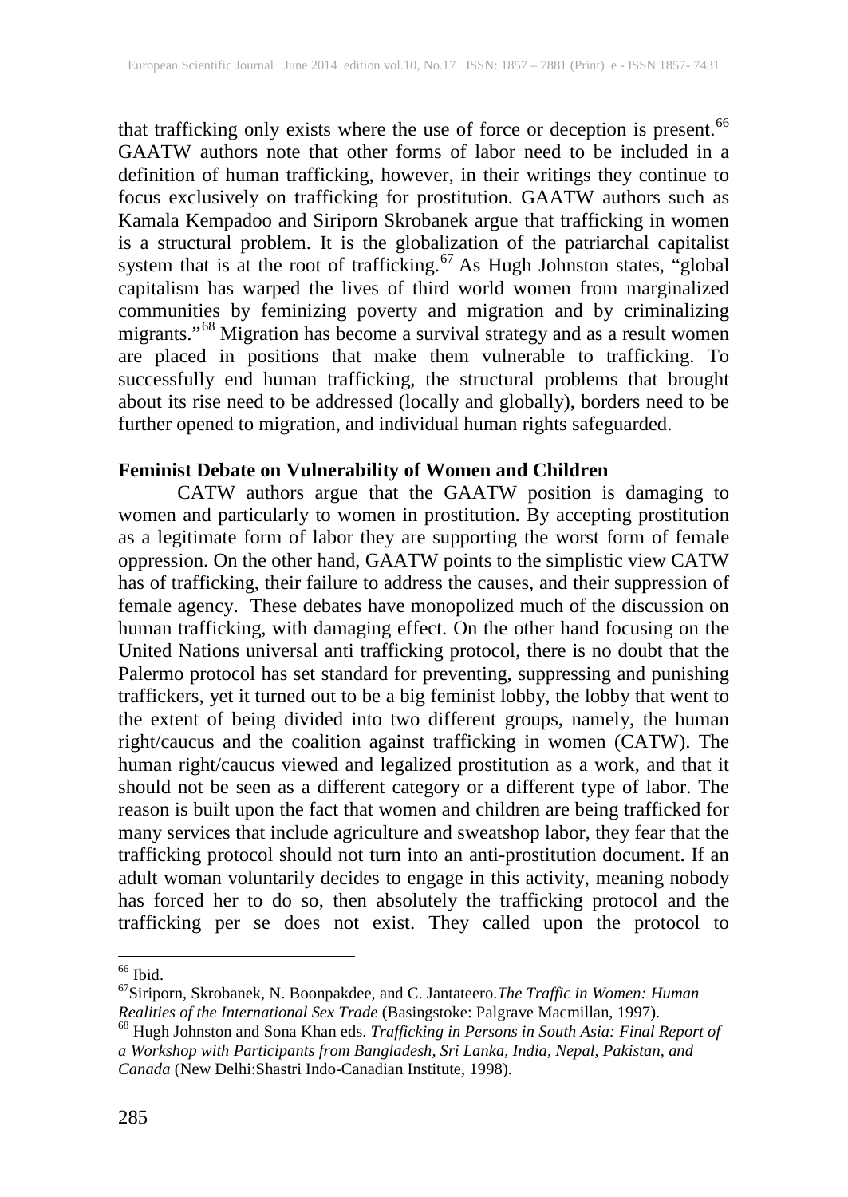that trafficking only exists where the use of force or deception is present.[66] GAATW authors note that other forms of labor need to be included in a definition of human trafficking, however, in their writings they continue to focus exclusively on trafficking for prostitution. GAATW authors such as Kamala Kempadoo and Siriporn Skrobanek argue that trafficking in women is a structural problem. It is the globalization of the patriarchal capitalist system that is at the root of trafficking.[67] As Hugh Johnston states, "global capitalism has warped the lives of third world women from marginalized communities by feminizing poverty and migration and by criminalizing migrants."[68] Migration has become a survival strategy and as a result women are placed in positions that make them vulnerable to trafficking. To successfully end human trafficking, the structural problems that brought about its rise need to be addressed (locally and globally), borders need to be further opened to migration, and individual human rights safeguarded.

**Feminist Debate on Vulnerability of Women and Children**

CATW authors argue that the GAATW position is damaging to women and particularly to women in prostitution. By accepting prostitution as a legitimate form of labor they are supporting the worst form of female oppression. On the other hand, GAATW points to the simplistic view CATW has of trafficking, their failure to address the causes, and their suppression of female agency. These debates have monopolized much of the discussion on human trafficking, with damaging effect. On the other hand focusing on the United Nations universal anti trafficking protocol, there is no doubt that the Palermo protocol has set standard for preventing, suppressing and punishing traffickers, yet it turned out to be a big feminist lobby, the lobby that went to the extent of being divided into two different groups, namely, the human right/caucus and the coalition against trafficking in women (CATW). The human right/caucus viewed and legalized prostitution as a work, and that it should not be seen as a different category or a different type of labor. The reason is built upon the fact that women and children are being trafficked for many services that include agriculture and sweatshop labor, they fear that the trafficking protocol should not turn into an anti-prostitution document. If an adult woman voluntarily decides to engage in this activity, meaning nobody has forced her to do so, then absolutely the trafficking protocol and the trafficking per se does not exist. They called upon the protocol to

---

[66] Ibid.

[67] Siriporn, Skrobanek, N. Boonpakdee, and C. Jantateero. *The Traffic in Women: Human Realities of the International Sex Trade* (Basingstoke: Palgrave Macmillan, 1997).

[68] Hugh Johnston and Sona Khan eds. *Trafficking in Persons in South Asia: Final Report of a Workshop with Participants from Bangladesh, Sri Lanka, India, Nepal, Pakistan, and Canada* (New Delhi:Shastri Indo-Canadian Institute, 1998).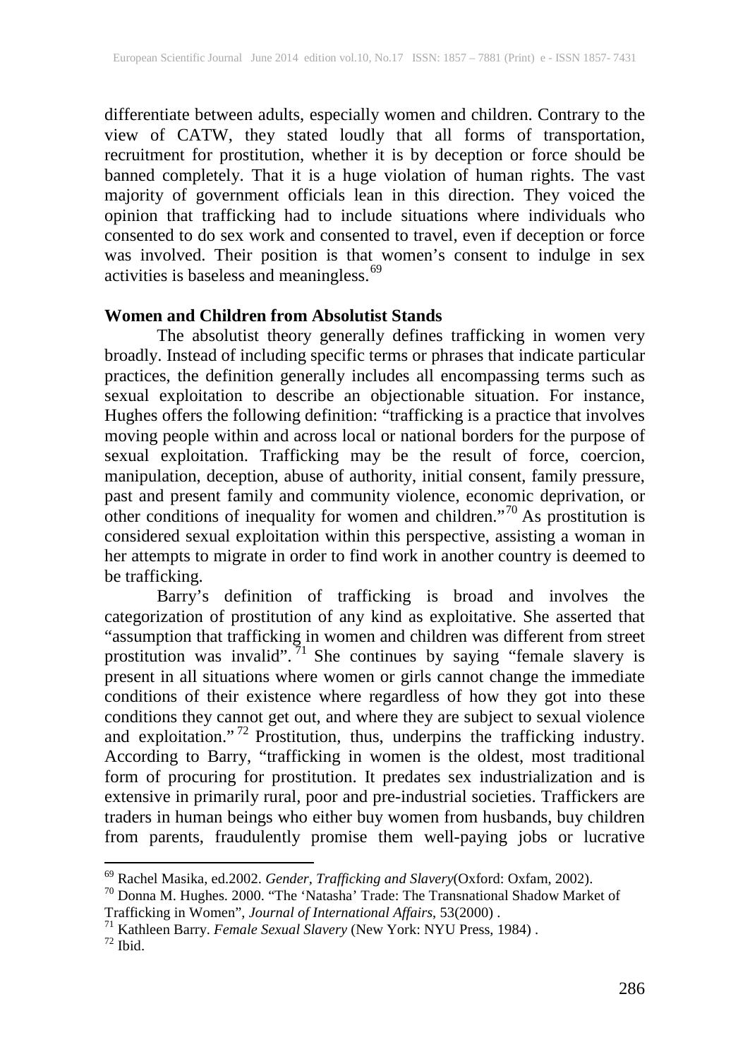differentiate between adults, especially women and children. Contrary to the view of CATW, they stated loudly that all forms of transportation, recruitment for prostitution, whether it is by deception or force should be banned completely. That it is a huge violation of human rights. The vast majority of government officials lean in this direction. They voiced the opinion that trafficking had to include situations where individuals who consented to do sex work and consented to travel, even if deception or force was involved. Their position is that women's consent to indulge in sex activities is baseless and meaningless.[69]

**Women and Children from Absolutist Stands**

The absolutist theory generally defines trafficking in women very broadly. Instead of including specific terms or phrases that indicate particular practices, the definition generally includes all encompassing terms such as sexual exploitation to describe an objectionable situation. For instance, Hughes offers the following definition: "trafficking is a practice that involves moving people within and across local or national borders for the purpose of sexual exploitation. Trafficking may be the result of force, coercion, manipulation, deception, abuse of authority, initial consent, family pressure, past and present family and community violence, economic deprivation, or other conditions of inequality for women and children."[70] As prostitution is considered sexual exploitation within this perspective, assisting a woman in her attempts to migrate in order to find work in another country is deemed to be trafficking.

Barry's definition of trafficking is broad and involves the categorization of prostitution of any kind as exploitative. She asserted that "assumption that trafficking in women and children was different from street prostitution was invalid".[71] She continues by saying "female slavery is present in all situations where women or girls cannot change the immediate conditions of their existence where regardless of how they got into these conditions they cannot get out, and where they are subject to sexual violence and exploitation."[72] Prostitution, thus, underpins the trafficking industry. According to Barry, "trafficking in women is the oldest, most traditional form of procuring for prostitution. It predates sex industrialization and is extensive in primarily rural, poor and pre-industrial societies. Traffickers are traders in human beings who either buy women from husbands, buy children from parents, fraudulently promise them well-paying jobs or lucrative

---

[69] Rachel Masika, ed.2002. *Gender, Trafficking and Slavery*(Oxford: Oxfam, 2002).

[70] Donna M. Hughes. 2000. "The 'Natasha' Trade: The Transnational Shadow Market of Trafficking in Women", *Journal of International Affairs*, 53(2000) .

[71] Kathleen Barry. *Female Sexual Slavery* (New York: NYU Press, 1984) .

[72] Ibid.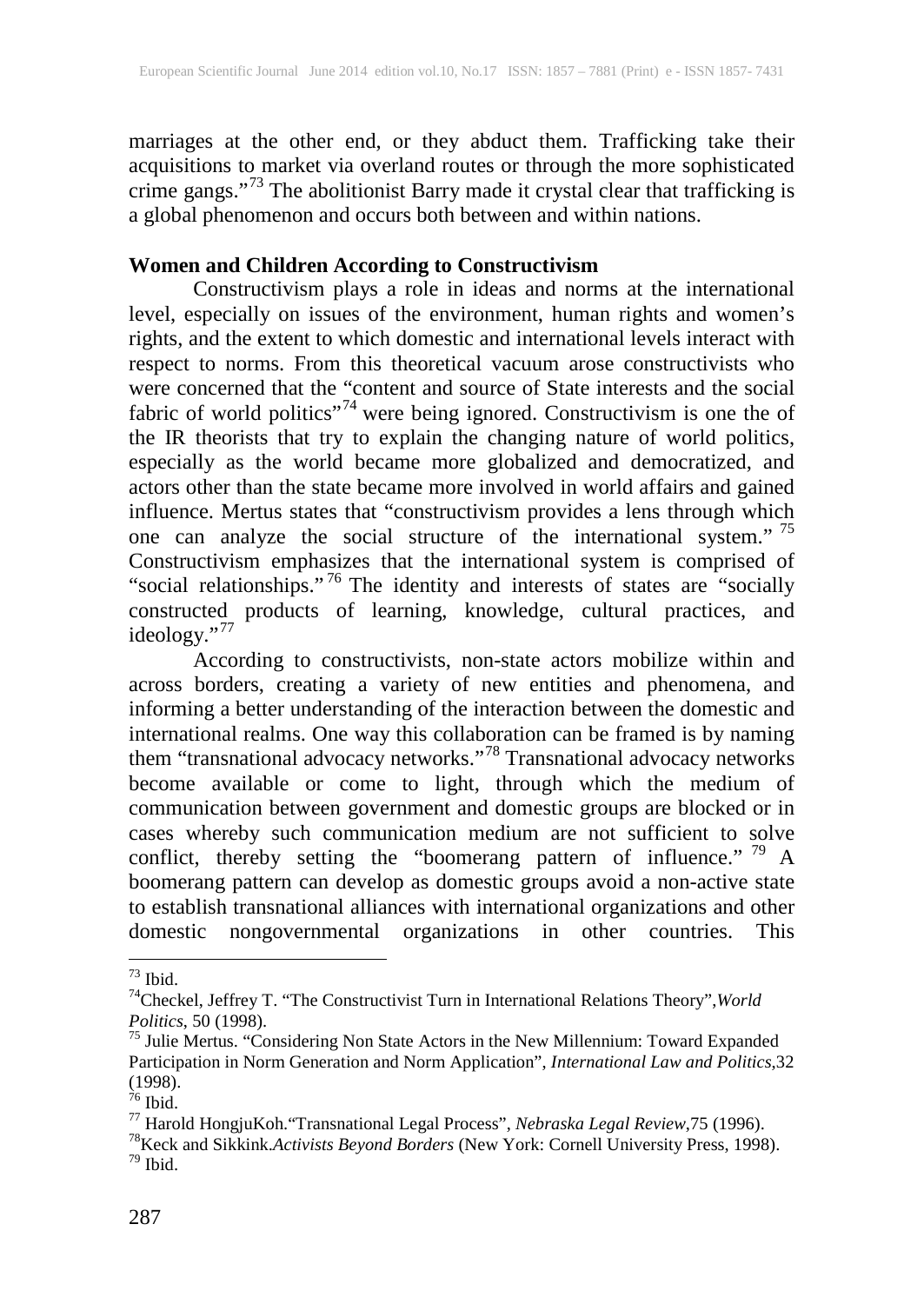marriages at the other end, or they abduct them. Trafficking take their acquisitions to market via overland routes or through the more sophisticated crime gangs."[73] The abolitionist Barry made it crystal clear that trafficking is a global phenomenon and occurs both between and within nations.

**Women and Children According to Constructivism**

Constructivism plays a role in ideas and norms at the international level, especially on issues of the environment, human rights and women's rights, and the extent to which domestic and international levels interact with respect to norms. From this theoretical vacuum arose constructivists who were concerned that the "content and source of State interests and the social fabric of world politics"[74] were being ignored. Constructivism is one the of the IR theorists that try to explain the changing nature of world politics, especially as the world became more globalized and democratized, and actors other than the state became more involved in world affairs and gained influence. Mertus states that "constructivism provides a lens through which one can analyze the social structure of the international system." [75] Constructivism emphasizes that the international system is comprised of "social relationships."[76] The identity and interests of states are "socially constructed products of learning, knowledge, cultural practices, and ideology."[77]

According to constructivists, non-state actors mobilize within and across borders, creating a variety of new entities and phenomena, and informing a better understanding of the interaction between the domestic and international realms. One way this collaboration can be framed is by naming them "transnational advocacy networks."[78] Transnational advocacy networks become available or come to light, through which the medium of communication between government and domestic groups are blocked or in cases whereby such communication medium are not sufficient to solve conflict, thereby setting the "boomerang pattern of influence." [79] A boomerang pattern can develop as domestic groups avoid a non-active state to establish transnational alliances with international organizations and other domestic nongovernmental organizations in other countries. This

---

[73] Ibid.

[74] Checkel, Jeffrey T. "The Constructivist Turn in International Relations Theory", *World Politics*, 50 (1998).

[75] Julie Mertus. "Considering Non State Actors in the New Millennium: Toward Expanded Participation in Norm Generation and Norm Application", *International Law and Politics*,32 (1998).

[76] Ibid.

[77] Harold HongjuKoh."Transnational Legal Process", *Nebraska Legal Review*,75 (1996).

[78] Keck and Sikkink.*Activists Beyond Borders* (New York: Cornell University Press, 1998).

[79] Ibid.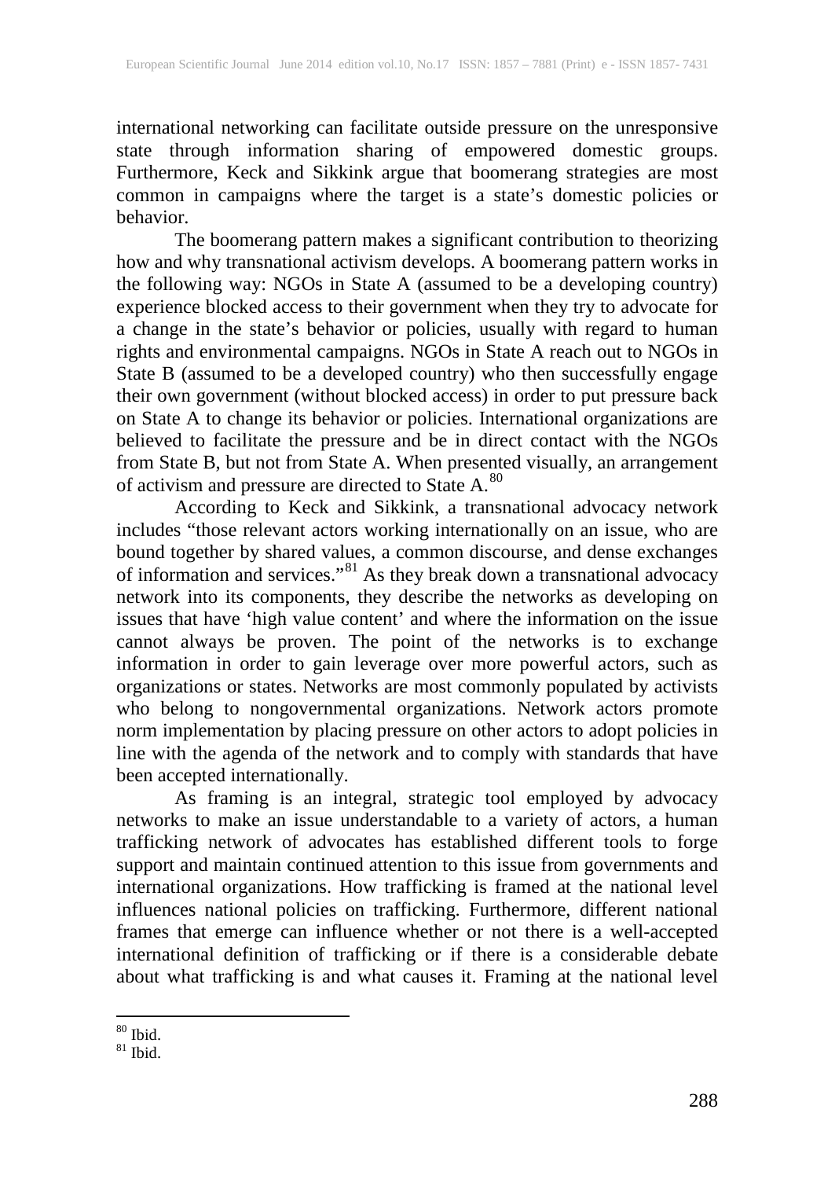international networking can facilitate outside pressure on the unresponsive state through information sharing of empowered domestic groups. Furthermore, Keck and Sikkink argue that boomerang strategies are most common in campaigns where the target is a state's domestic policies or behavior.

The boomerang pattern makes a significant contribution to theorizing how and why transnational activism develops. A boomerang pattern works in the following way: NGOs in State A (assumed to be a developing country) experience blocked access to their government when they try to advocate for a change in the state's behavior or policies, usually with regard to human rights and environmental campaigns. NGOs in State A reach out to NGOs in State B (assumed to be a developed country) who then successfully engage their own government (without blocked access) in order to put pressure back on State A to change its behavior or policies. International organizations are believed to facilitate the pressure and be in direct contact with the NGOs from State B, but not from State A. When presented visually, an arrangement of activism and pressure are directed to State A.[80]

According to Keck and Sikkink, a transnational advocacy network includes "those relevant actors working internationally on an issue, who are bound together by shared values, a common discourse, and dense exchanges of information and services."[81] As they break down a transnational advocacy network into its components, they describe the networks as developing on issues that have 'high value content' and where the information on the issue cannot always be proven. The point of the networks is to exchange information in order to gain leverage over more powerful actors, such as organizations or states. Networks are most commonly populated by activists who belong to nongovernmental organizations. Network actors promote norm implementation by placing pressure on other actors to adopt policies in line with the agenda of the network and to comply with standards that have been accepted internationally.

As framing is an integral, strategic tool employed by advocacy networks to make an issue understandable to a variety of actors, a human trafficking network of advocates has established different tools to forge support and maintain continued attention to this issue from governments and international organizations. How trafficking is framed at the national level influences national policies on trafficking. Furthermore, different national frames that emerge can influence whether or not there is a well-accepted international definition of trafficking or if there is a considerable debate about what trafficking is and what causes it. Framing at the national level

---

[80] Ibid.

[81] Ibid.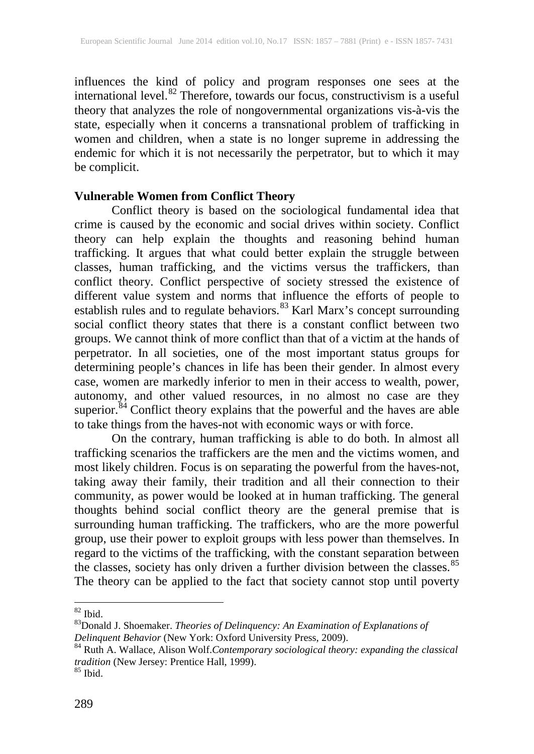influences the kind of policy and program responses one sees at the international level.[82] Therefore, towards our focus, constructivism is a useful theory that analyzes the role of nongovernmental organizations vis-à-vis the state, especially when it concerns a transnational problem of trafficking in women and children, when a state is no longer supreme in addressing the endemic for which it is not necessarily the perpetrator, but to which it may be complicit.

**Vulnerable Women from Conflict Theory**

Conflict theory is based on the sociological fundamental idea that crime is caused by the economic and social drives within society. Conflict theory can help explain the thoughts and reasoning behind human trafficking. It argues that what could better explain the struggle between classes, human trafficking, and the victims versus the traffickers, than conflict theory. Conflict perspective of society stressed the existence of different value system and norms that influence the efforts of people to establish rules and to regulate behaviors.[83] Karl Marx's concept surrounding social conflict theory states that there is a constant conflict between two groups. We cannot think of more conflict than that of a victim at the hands of perpetrator. In all societies, one of the most important status groups for determining people's chances in life has been their gender. In almost every case, women are markedly inferior to men in their access to wealth, power, autonomy, and other valued resources, in no almost no case are they superior.[84] Conflict theory explains that the powerful and the haves are able to take things from the haves-not with economic ways or with force.

On the contrary, human trafficking is able to do both. In almost all trafficking scenarios the traffickers are the men and the victims women, and most likely children. Focus is on separating the powerful from the haves-not, taking away their family, their tradition and all their connection to their community, as power would be looked at in human trafficking. The general thoughts behind social conflict theory are the general premise that is surrounding human trafficking. The traffickers, who are the more powerful group, use their power to exploit groups with less power than themselves. In regard to the victims of the trafficking, with the constant separation between the classes, society has only driven a further division between the classes.[85] The theory can be applied to the fact that society cannot stop until poverty

---

[82] Ibid.

[83] Donald J. Shoemaker. *Theories of Delinquency: An Examination of Explanations of Delinquent Behavior* (New York: Oxford University Press, 2009).

[84] Ruth A. Wallace, Alison Wolf. *Contemporary sociological theory: expanding the classical tradition* (New Jersey: Prentice Hall, 1999).

[85] Ibid.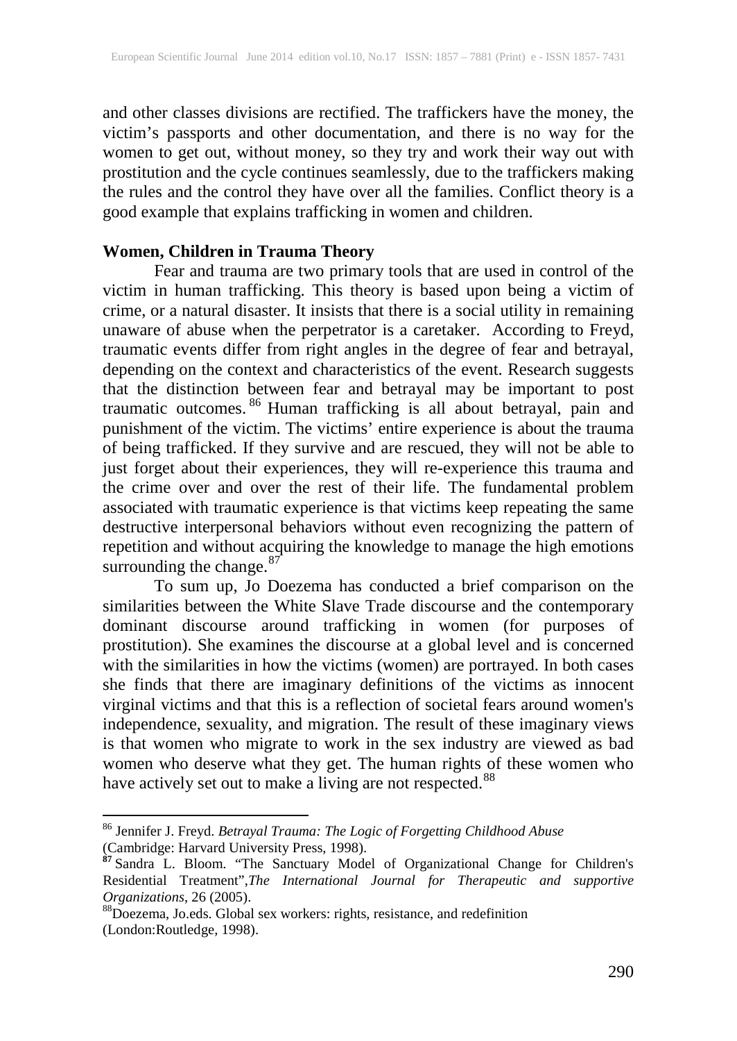and other classes divisions are rectified. The traffickers have the money, the victim's passports and other documentation, and there is no way for the women to get out, without money, so they try and work their way out with prostitution and the cycle continues seamlessly, due to the traffickers making the rules and the control they have over all the families. Conflict theory is a good example that explains trafficking in women and children.

### Women, Children in Trauma Theory

Fear and trauma are two primary tools that are used in control of the victim in human trafficking. This theory is based upon being a victim of crime, or a natural disaster. It insists that there is a social utility in remaining unaware of abuse when the perpetrator is a caretaker. According to Freyd, traumatic events differ from right angles in the degree of fear and betrayal, depending on the context and characteristics of the event. Research suggests that the distinction between fear and betrayal may be important to post traumatic outcomes.[86] Human trafficking is all about betrayal, pain and punishment of the victim. The victims' entire experience is about the trauma of being trafficked. If they survive and are rescued, they will not be able to just forget about their experiences, they will re-experience this trauma and the crime over and over the rest of their life. The fundamental problem associated with traumatic experience is that victims keep repeating the same destructive interpersonal behaviors without even recognizing the pattern of repetition and without acquiring the knowledge to manage the high emotions surrounding the change.[87]

To sum up, Jo Doezema has conducted a brief comparison on the similarities between the White Slave Trade discourse and the contemporary dominant discourse around trafficking in women (for purposes of prostitution). She examines the discourse at a global level and is concerned with the similarities in how the victims (women) are portrayed. In both cases she finds that there are imaginary definitions of the victims as innocent virginal victims and that this is a reflection of societal fears around women's independence, sexuality, and migration. The result of these imaginary views is that women who migrate to work in the sex industry are viewed as bad women who deserve what they get. The human rights of these women who have actively set out to make a living are not respected.[88]

---

[86] Jennifer J. Freyd. *Betrayal Trauma: The Logic of Forgetting Childhood Abuse* (Cambridge: Harvard University Press, 1998).

[87] Sandra L. Bloom. "The Sanctuary Model of Organizational Change for Children's Residential Treatment",*The International Journal for Therapeutic and supportive Organizations*, 26 (2005).

[88] Doezema, Jo.eds. Global sex workers: rights, resistance, and redefinition (London:Routledge, 1998).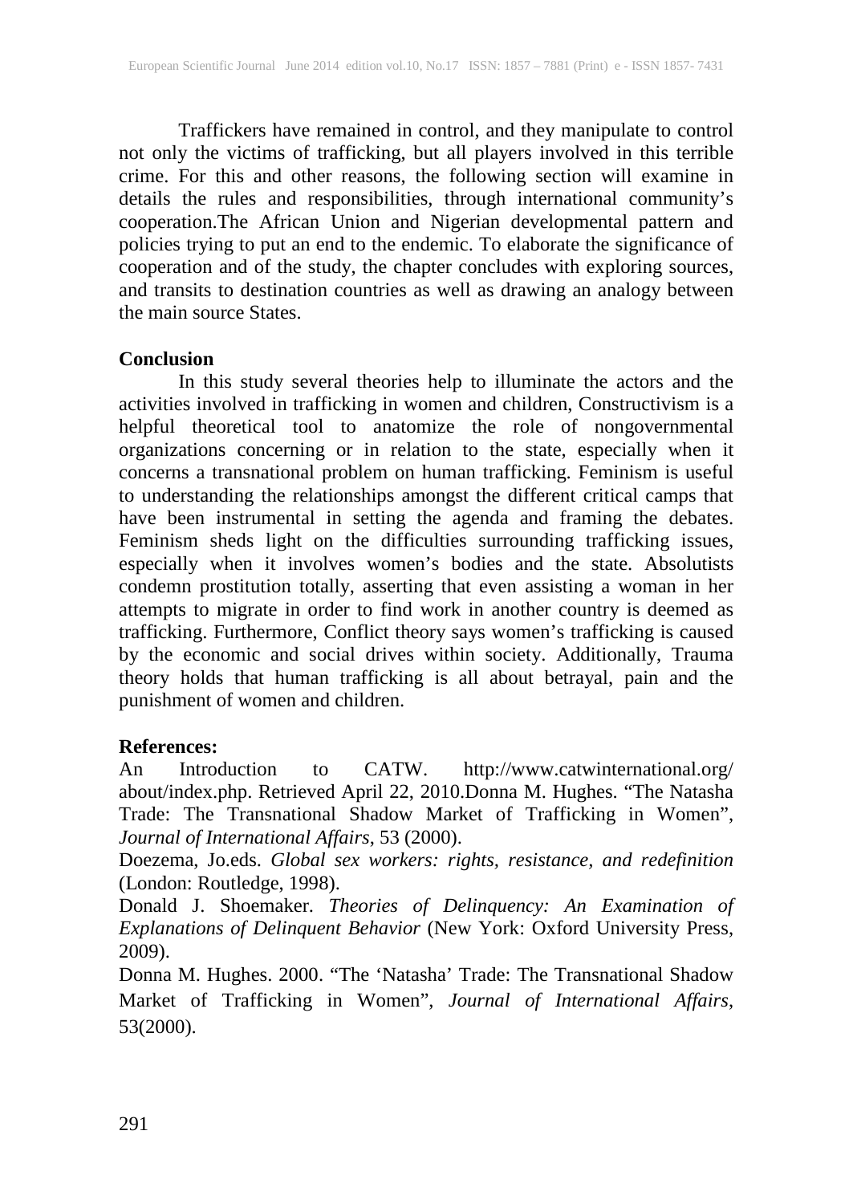Traffickers have remained in control, and they manipulate to control not only the victims of trafficking, but all players involved in this terrible crime. For this and other reasons, the following section will examine in details the rules and responsibilities, through international community's cooperation.The African Union and Nigerian developmental pattern and policies trying to put an end to the endemic. To elaborate the significance of cooperation and of the study, the chapter concludes with exploring sources, and transits to destination countries as well as drawing an analogy between the main source States.

## Conclusion

In this study several theories help to illuminate the actors and the activities involved in trafficking in women and children, Constructivism is a helpful theoretical tool to anatomize the role of nongovernmental organizations concerning or in relation to the state, especially when it concerns a transnational problem on human trafficking. Feminism is useful to understanding the relationships amongst the different critical camps that have been instrumental in setting the agenda and framing the debates. Feminism sheds light on the difficulties surrounding trafficking issues, especially when it involves women's bodies and the state. Absolutists condemn prostitution totally, asserting that even assisting a woman in her attempts to migrate in order to find work in another country is deemed as trafficking. Furthermore, Conflict theory says women's trafficking is caused by the economic and social drives within society. Additionally, Trauma theory holds that human trafficking is all about betrayal, pain and the punishment of women and children.

## References:

An Introduction to CATW. http://www.catwinternational.org/about/index.php. Retrieved April 22, 2010.Donna M. Hughes. "The Natasha Trade: The Transnational Shadow Market of Trafficking in Women", *Journal of International Affairs*, 53 (2000).

Doezema, Jo.eds. *Global sex workers: rights, resistance, and redefinition* (London: Routledge, 1998).

Donald J. Shoemaker. *Theories of Delinquency: An Examination of Explanations of Delinquent Behavior* (New York: Oxford University Press, 2009).

Donna M. Hughes. 2000. "The 'Natasha' Trade: The Transnational Shadow Market of Trafficking in Women", *Journal of International Affairs*, 53(2000).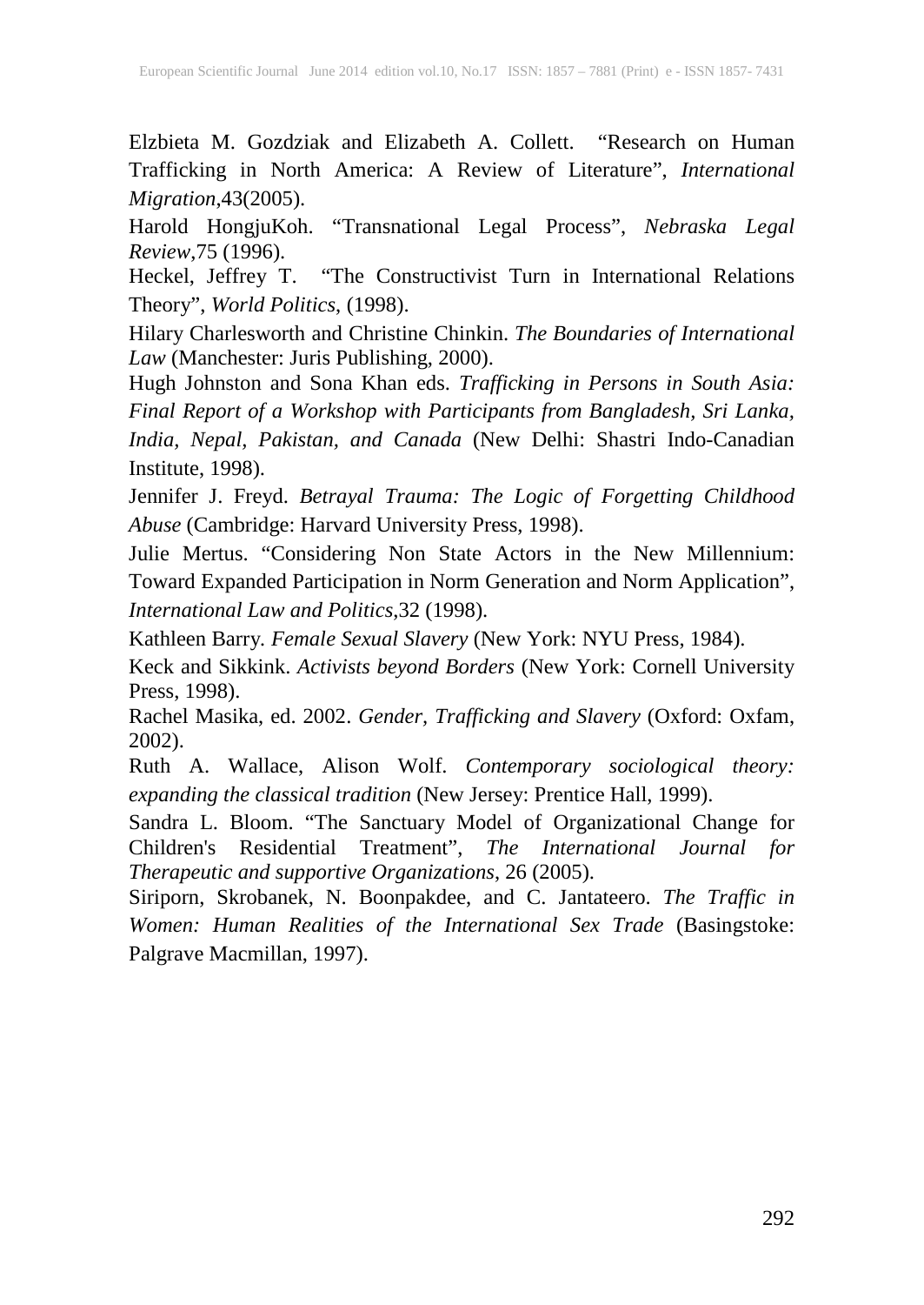Elzbieta M. Gozdziak and Elizabeth A. Collett. "Research on Human Trafficking in North America: A Review of Literature", *International Migration*,43(2005).

Harold HongjuKoh. "Transnational Legal Process", *Nebraska Legal Review*,75 (1996).

Heckel, Jeffrey T. "The Constructivist Turn in International Relations Theory", *World Politics*, (1998).

Hilary Charlesworth and Christine Chinkin. *The Boundaries of International Law* (Manchester: Juris Publishing, 2000).

Hugh Johnston and Sona Khan eds. *Trafficking in Persons in South Asia: Final Report of a Workshop with Participants from Bangladesh, Sri Lanka, India, Nepal, Pakistan, and Canada* (New Delhi: Shastri Indo-Canadian Institute, 1998).

Jennifer J. Freyd. *Betrayal Trauma: The Logic of Forgetting Childhood Abuse* (Cambridge: Harvard University Press, 1998).

Julie Mertus. "Considering Non State Actors in the New Millennium: Toward Expanded Participation in Norm Generation and Norm Application", *International Law and Politics*,32 (1998).

Kathleen Barry. *Female Sexual Slavery* (New York: NYU Press, 1984).

Keck and Sikkink. *Activists beyond Borders* (New York: Cornell University Press, 1998).

Rachel Masika, ed. 2002. *Gender, Trafficking and Slavery* (Oxford: Oxfam, 2002).

Ruth A. Wallace, Alison Wolf. *Contemporary sociological theory: expanding the classical tradition* (New Jersey: Prentice Hall, 1999).

Sandra L. Bloom. "The Sanctuary Model of Organizational Change for Children's Residential Treatment", *The International Journal for Therapeutic and supportive Organizations*, 26 (2005).

Siriporn, Skrobanek, N. Boonpakdee, and C. Jantateero. *The Traffic in Women: Human Realities of the International Sex Trade* (Basingstoke: Palgrave Macmillan, 1997).